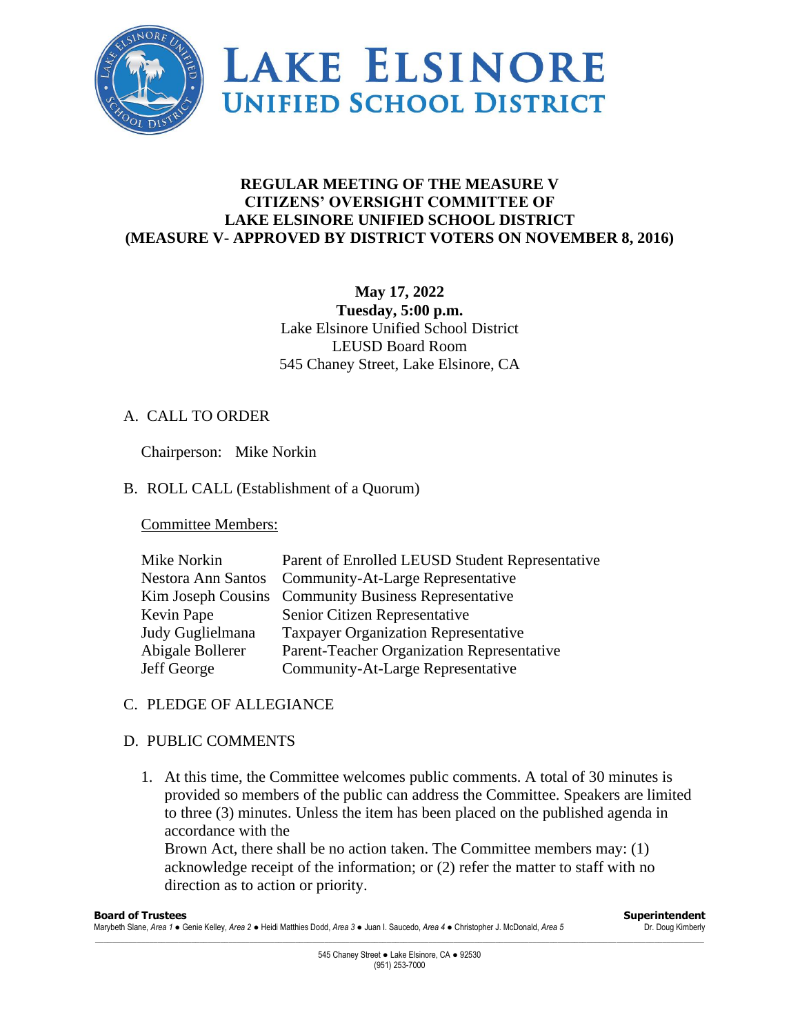# LAKE ELSINORE UNIFIED SCHOOL DISTRICT

## REGULAR MEETING OF THE MEASURE V CITIZENS' OVERSIGHT COMMITTEE OF LAKE ELSINORE UNIFIED SCHOOL DISTRICT (MEASURE V- APPROVED BY DISTRICT VOTERS ON NOVEMBER 8, 2016)

**May 17, 2022**
**Tuesday, 5:00 p.m.**
Lake Elsinore Unified School District
LEUSD Board Room
545 Chaney Street, Lake Elsinore, CA

A. CALL TO ORDER

Chairperson: Mike Norkin

B. ROLL CALL (Establishment of a Quorum)

Committee Members:

| | |
|---|---|
| Mike Norkin | Parent of Enrolled LEUSD Student Representative |
| Nestora Ann Santos | Community-At-Large Representative |
| Kim Joseph Cousins | Community Business Representative |
| Kevin Pape | Senior Citizen Representative |
| Judy Guglielmana | Taxpayer Organization Representative |
| Abigale Bollerer | Parent-Teacher Organization Representative |
| Jeff George | Community-At-Large Representative |

C. PLEDGE OF ALLEGIANCE

D. PUBLIC COMMENTS

1. At this time, the Committee welcomes public comments. A total of 30 minutes is provided so members of the public can address the Committee. Speakers are limited to three (3) minutes. Unless the item has been placed on the published agenda in accordance with the
   Brown Act, there shall be no action taken. The Committee members may: (1) acknowledge receipt of the information; or (2) refer the matter to staff with no direction as to action or priority.

**Board of Trustees**
Marybeth Slane, *Area 1* ● Genie Kelley, *Area 2* ● Heidi Matthies Dodd, *Area 3* ● Juan I. Saucedo, *Area 4* ● Christopher J. McDonald, *Area 5*

**Superintendent**
Dr. Doug Kimberly

545 Chaney Street ● Lake Elsinore, CA ● 92530
(951) 253-7000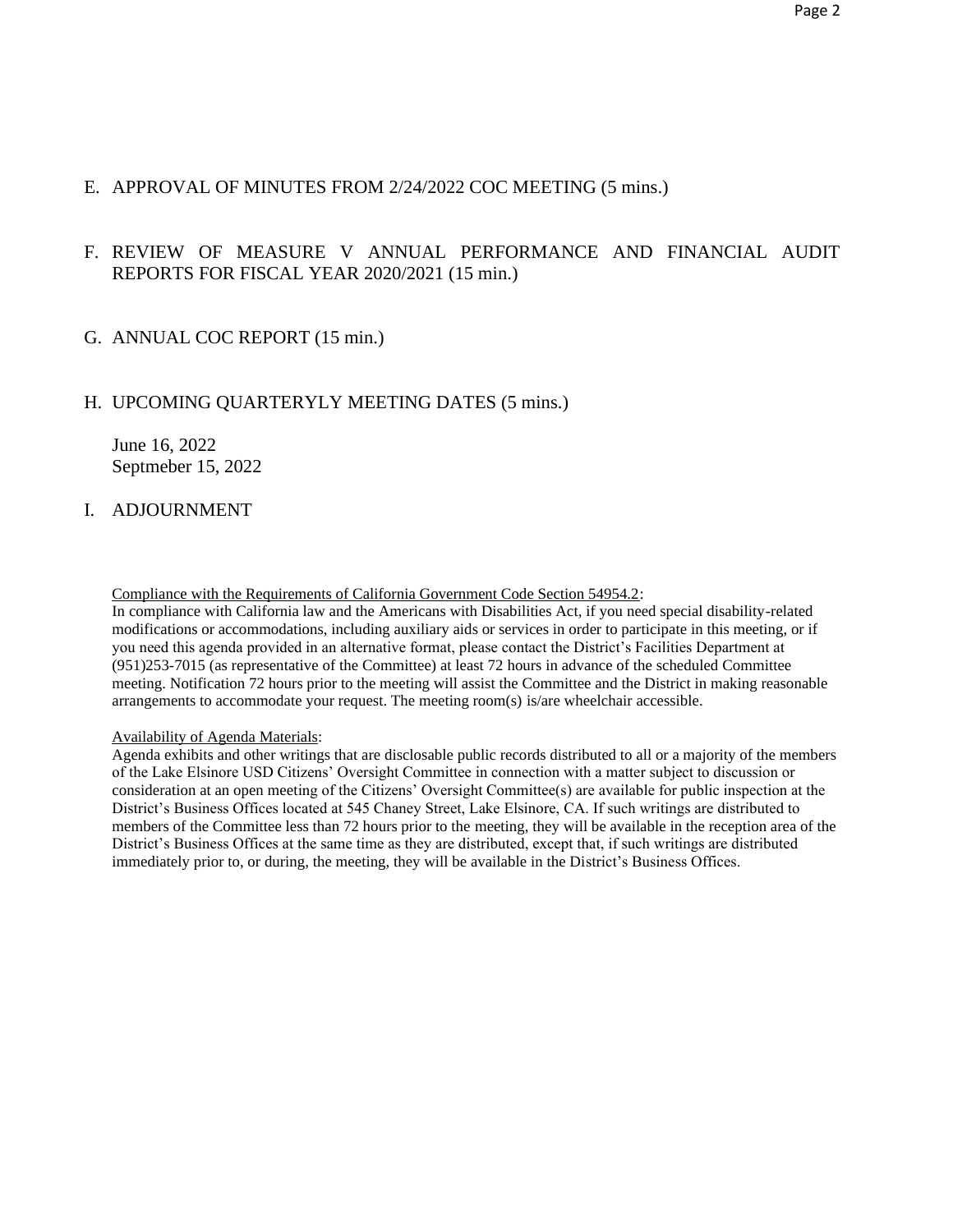E. APPROVAL OF MINUTES FROM 2/24/2022 COC MEETING (5 mins.)

F. REVIEW OF MEASURE V ANNUAL PERFORMANCE AND FINANCIAL AUDIT REPORTS FOR FISCAL YEAR 2020/2021 (15 min.)

G. ANNUAL COC REPORT (15 min.)

H. UPCOMING QUARTERYLY MEETING DATES (5 mins.)

June 16, 2022
Septmeber 15, 2022

I. ADJOURNMENT

Compliance with the Requirements of California Government Code Section 54954.2:
In compliance with California law and the Americans with Disabilities Act, if you need special disability-related modifications or accommodations, including auxiliary aids or services in order to participate in this meeting, or if you need this agenda provided in an alternative format, please contact the District's Facilities Department at (951)253-7015 (as representative of the Committee) at least 72 hours in advance of the scheduled Committee meeting. Notification 72 hours prior to the meeting will assist the Committee and the District in making reasonable arrangements to accommodate your request. The meeting room(s) is/are wheelchair accessible.

Availability of Agenda Materials:
Agenda exhibits and other writings that are disclosable public records distributed to all or a majority of the members of the Lake Elsinore USD Citizens' Oversight Committee in connection with a matter subject to discussion or consideration at an open meeting of the Citizens' Oversight Committee(s) are available for public inspection at the District's Business Offices located at 545 Chaney Street, Lake Elsinore, CA. If such writings are distributed to members of the Committee less than 72 hours prior to the meeting, they will be available in the reception area of the District's Business Offices at the same time as they are distributed, except that, if such writings are distributed immediately prior to, or during, the meeting, they will be available in the District's Business Offices.